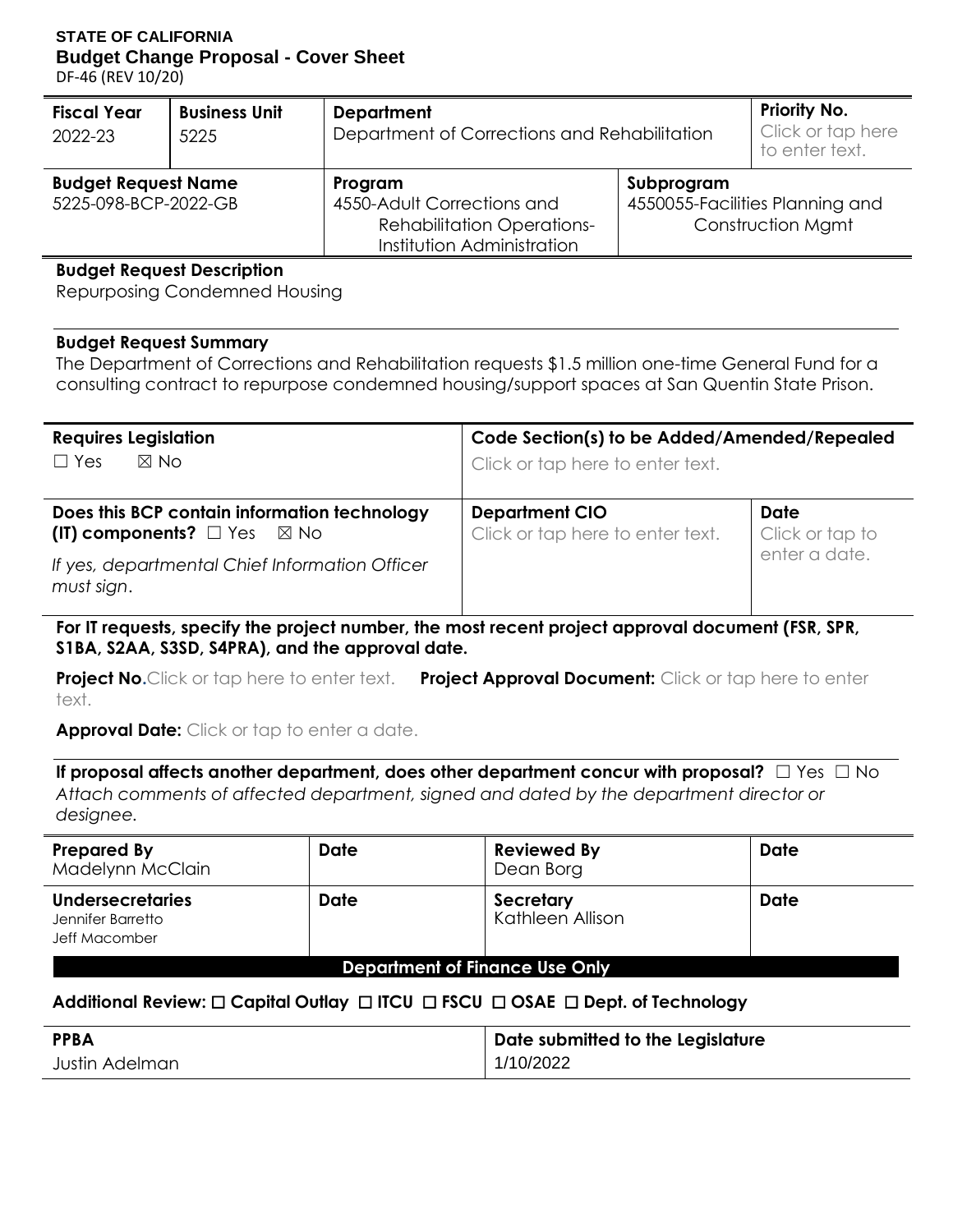**STATE OF CALIFORNIA**
**Budget Change Proposal - Cover Sheet**
DF-46 (REV 10/20)

| Fiscal Year | Business Unit | Department | Priority No. |
|---|---|---|---|
| 2022-23 | 5225 | Department of Corrections and Rehabilitation | Click or tap here to enter text. |

| Budget Request Name | Program | Subprogram |
|---|---|---|
| 5225-098-BCP-2022-GB | 4550-Adult Corrections and Rehabilitation Operations-Institution Administration | 4550055-Facilities Planning and Construction Mgmt |

**Budget Request Description**
Repurposing Condemned Housing

**Budget Request Summary**
The Department of Corrections and Rehabilitation requests $1.5 million one-time General Fund for a consulting contract to repurpose condemned housing/support spaces at San Quentin State Prison.

| Requires Legislation | Code Section(s) to be Added/Amended/Repealed |
|---|---|
| ☐ Yes ☒ No | Click or tap here to enter text. |

| Does this BCP contain information technology (IT) components? ☐ Yes ☒ No | Department CIO | Date |
|---|---|---|
| *If yes, departmental Chief Information Officer must sign.* | Click or tap here to enter text. | Click or tap to enter a date. |

**For IT requests, specify the project number, the most recent project approval document (FSR, SPR, S1BA, S2AA, S3SD, S4PRA), and the approval date.**

**Project No.** Click or tap here to enter text. **Project Approval Document:** Click or tap here to enter text.

**Approval Date:** Click or tap to enter a date.

**If proposal affects another department, does other department concur with proposal?** ☐ Yes ☐ No
*Attach comments of affected department, signed and dated by the department director or designee.*

| Prepared By | Date | Reviewed By | Date |
|---|---|---|---|
| Madelynn McClain | | Dean Borg | |
| **Undersecretaries** | **Date** | **Secretary** | **Date** |
| Jennifer Barretto<br>Jeff Macomber | | Kathleen Allison | |

**Department of Finance Use Only**

**Additional Review:** ☐ Capital Outlay ☐ ITCU ☐ FSCU ☐ OSAE ☐ Dept. of Technology

| PPBA | Date submitted to the Legislature |
|---|---|
| Justin Adelman | 1/10/2022 |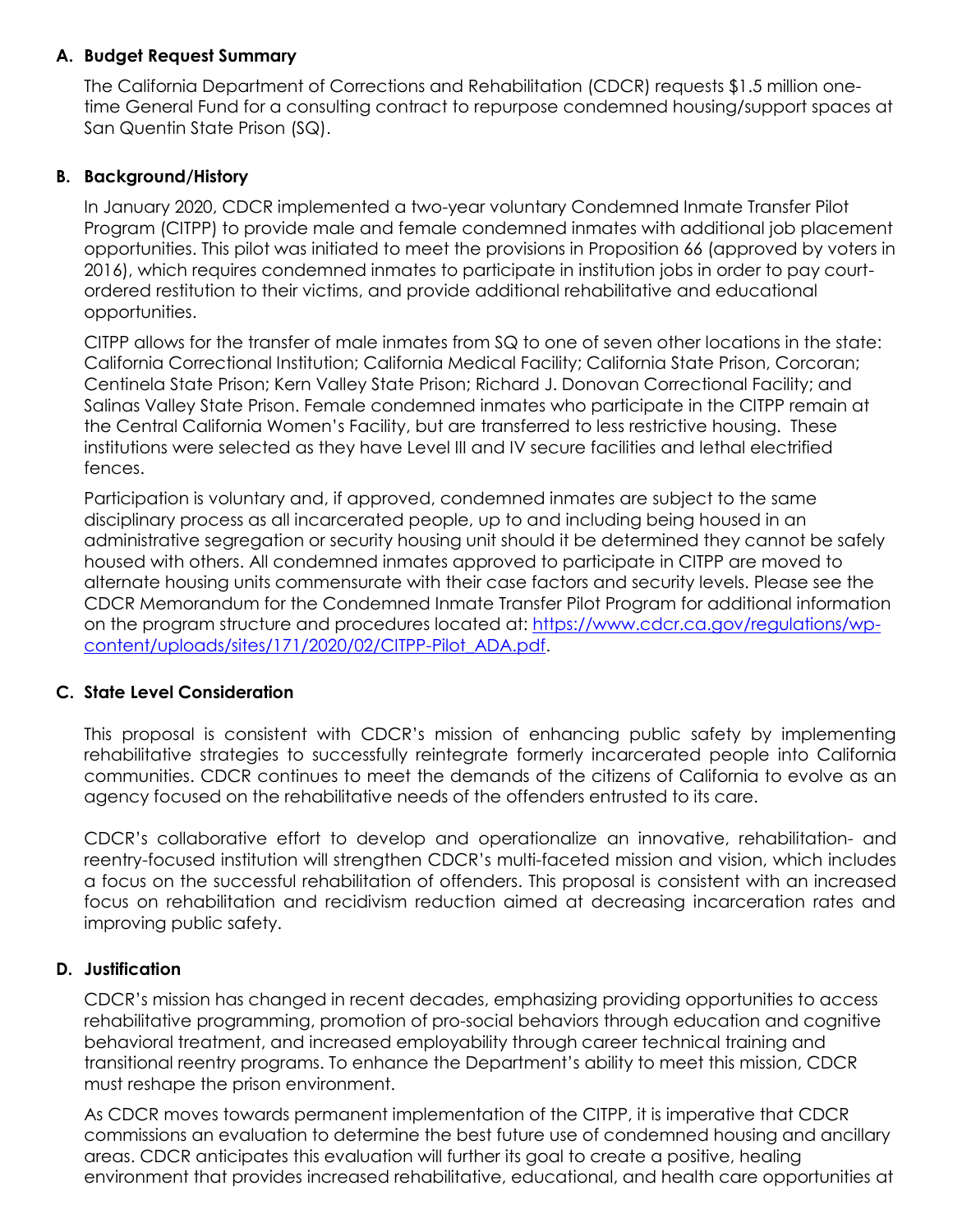## A. Budget Request Summary

The California Department of Corrections and Rehabilitation (CDCR) requests $1.5 million one-time General Fund for a consulting contract to repurpose condemned housing/support spaces at San Quentin State Prison (SQ).

## B. Background/History

In January 2020, CDCR implemented a two-year voluntary Condemned Inmate Transfer Pilot Program (CITPP) to provide male and female condemned inmates with additional job placement opportunities. This pilot was initiated to meet the provisions in Proposition 66 (approved by voters in 2016), which requires condemned inmates to participate in institution jobs in order to pay court-ordered restitution to their victims, and provide additional rehabilitative and educational opportunities.

CITPP allows for the transfer of male inmates from SQ to one of seven other locations in the state: California Correctional Institution; California Medical Facility; California State Prison, Corcoran; Centinela State Prison; Kern Valley State Prison; Richard J. Donovan Correctional Facility; and Salinas Valley State Prison. Female condemned inmates who participate in the CITPP remain at the Central California Women's Facility, but are transferred to less restrictive housing. These institutions were selected as they have Level III and IV secure facilities and lethal electrified fences.

Participation is voluntary and, if approved, condemned inmates are subject to the same disciplinary process as all incarcerated people, up to and including being housed in an administrative segregation or security housing unit should it be determined they cannot be safely housed with others. All condemned inmates approved to participate in CITPP are moved to alternate housing units commensurate with their case factors and security levels. Please see the CDCR Memorandum for the Condemned Inmate Transfer Pilot Program for additional information on the program structure and procedures located at: [https://www.cdcr.ca.gov/regulations/wp-content/uploads/sites/171/2020/02/CITPP-Pilot_ADA.pdf](https://www.cdcr.ca.gov/regulations/wp-content/uploads/sites/171/2020/02/CITPP-Pilot_ADA.pdf).

## C. State Level Consideration

This proposal is consistent with CDCR's mission of enhancing public safety by implementing rehabilitative strategies to successfully reintegrate formerly incarcerated people into California communities. CDCR continues to meet the demands of the citizens of California to evolve as an agency focused on the rehabilitative needs of the offenders entrusted to its care.

CDCR's collaborative effort to develop and operationalize an innovative, rehabilitation- and reentry-focused institution will strengthen CDCR's multi-faceted mission and vision, which includes a focus on the successful rehabilitation of offenders. This proposal is consistent with an increased focus on rehabilitation and recidivism reduction aimed at decreasing incarceration rates and improving public safety.

## D. Justification

CDCR's mission has changed in recent decades, emphasizing providing opportunities to access rehabilitative programming, promotion of pro-social behaviors through education and cognitive behavioral treatment, and increased employability through career technical training and transitional reentry programs. To enhance the Department's ability to meet this mission, CDCR must reshape the prison environment.

As CDCR moves towards permanent implementation of the CITPP, it is imperative that CDCR commissions an evaluation to determine the best future use of condemned housing and ancillary areas. CDCR anticipates this evaluation will further its goal to create a positive, healing environment that provides increased rehabilitative, educational, and health care opportunities at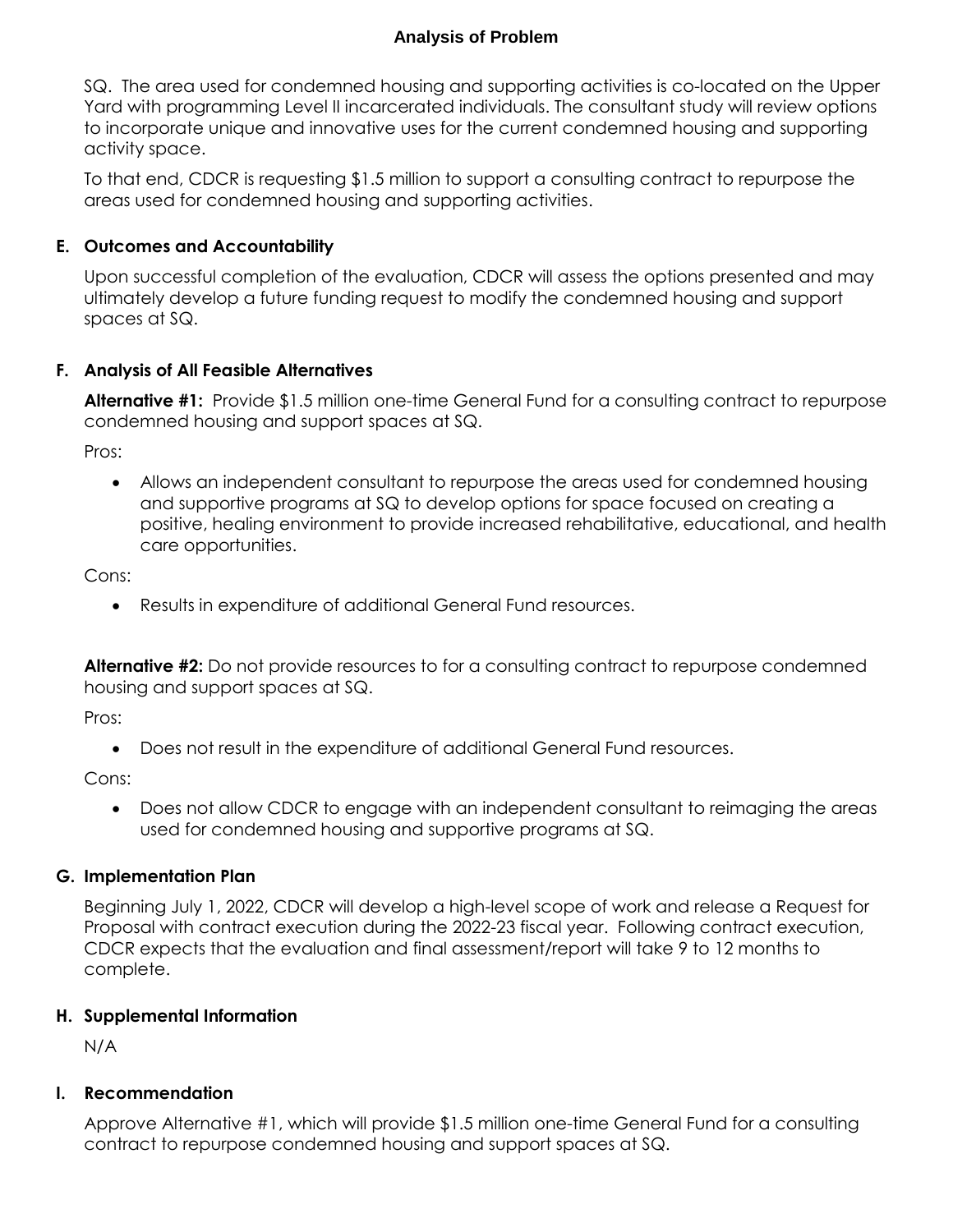SQ. The area used for condemned housing and supporting activities is co-located on the Upper Yard with programming Level II incarcerated individuals. The consultant study will review options to incorporate unique and innovative uses for the current condemned housing and supporting activity space.

To that end, CDCR is requesting $1.5 million to support a consulting contract to repurpose the areas used for condemned housing and supporting activities.

## E. Outcomes and Accountability

Upon successful completion of the evaluation, CDCR will assess the options presented and may ultimately develop a future funding request to modify the condemned housing and support spaces at SQ.

## F. Analysis of All Feasible Alternatives

**Alternative #1:** Provide $1.5 million one-time General Fund for a consulting contract to repurpose condemned housing and support spaces at SQ.

Pros:

- Allows an independent consultant to repurpose the areas used for condemned housing and supportive programs at SQ to develop options for space focused on creating a positive, healing environment to provide increased rehabilitative, educational, and health care opportunities.

Cons:

- Results in expenditure of additional General Fund resources.

**Alternative #2:** Do not provide resources to for a consulting contract to repurpose condemned housing and support spaces at SQ.

Pros:

- Does not result in the expenditure of additional General Fund resources.

Cons:

- Does not allow CDCR to engage with an independent consultant to reimaging the areas used for condemned housing and supportive programs at SQ.

## G. Implementation Plan

Beginning July 1, 2022, CDCR will develop a high-level scope of work and release a Request for Proposal with contract execution during the 2022-23 fiscal year. Following contract execution, CDCR expects that the evaluation and final assessment/report will take 9 to 12 months to complete.

## H. Supplemental Information

N/A

## I. Recommendation

Approve Alternative #1, which will provide $1.5 million one-time General Fund for a consulting contract to repurpose condemned housing and support spaces at SQ.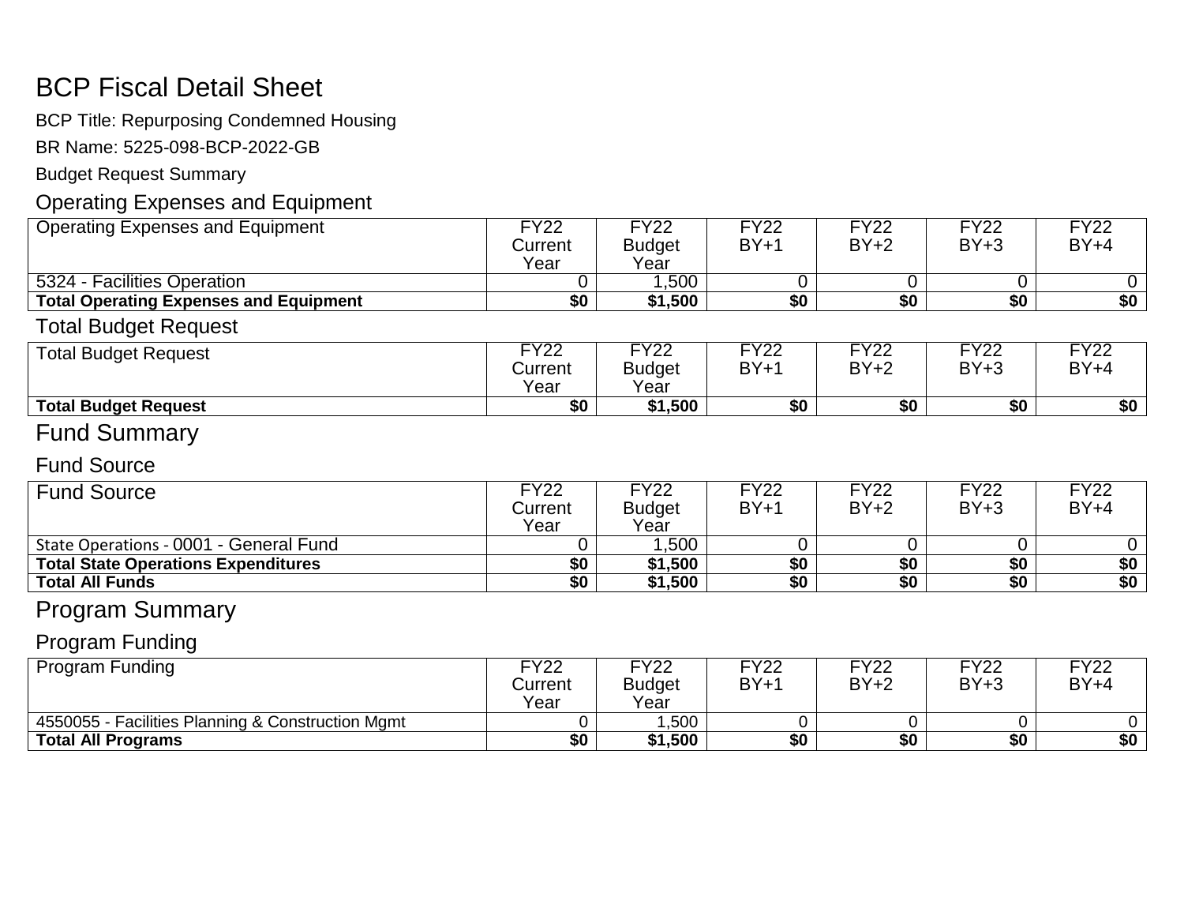# BCP Fiscal Detail Sheet

BCP Title: Repurposing Condemned Housing

BR Name: 5225-098-BCP-2022-GB

Budget Request Summary

## Operating Expenses and Equipment

| Operating Expenses and Equipment | FY22 Current Year | FY22 Budget Year | FY22 BY+1 | FY22 BY+2 | FY22 BY+3 | FY22 BY+4 |
|---|---|---|---|---|---|---|
| 5324 - Facilities Operation | 0 | 1,500 | 0 | 0 | 0 | 0 |
| **Total Operating Expenses and Equipment** | **$0** | **$1,500** | **$0** | **$0** | **$0** | **$0** |

## Total Budget Request

| Total Budget Request | FY22 Current Year | FY22 Budget Year | FY22 BY+1 | FY22 BY+2 | FY22 BY+3 | FY22 BY+4 |
|---|---|---|---|---|---|---|
| **Total Budget Request** | **$0** | **$1,500** | **$0** | **$0** | **$0** | **$0** |

# Fund Summary

## Fund Source

| Fund Source | FY22 Current Year | FY22 Budget Year | FY22 BY+1 | FY22 BY+2 | FY22 BY+3 | FY22 BY+4 |
|---|---|---|---|---|---|---|
| State Operations - 0001 - General Fund | 0 | 1,500 | 0 | 0 | 0 | 0 |
| **Total State Operations Expenditures** | **$0** | **$1,500** | **$0** | **$0** | **$0** | **$0** |
| **Total All Funds** | **$0** | **$1,500** | **$0** | **$0** | **$0** | **$0** |

# Program Summary

## Program Funding

| Program Funding | FY22 Current Year | FY22 Budget Year | FY22 BY+1 | FY22 BY+2 | FY22 BY+3 | FY22 BY+4 |
|---|---|---|---|---|---|---|
| 4550055 - Facilities Planning & Construction Mgmt | 0 | 1,500 | 0 | 0 | 0 | 0 |
| **Total All Programs** | **$0** | **$1,500** | **$0** | **$0** | **$0** | **$0** |